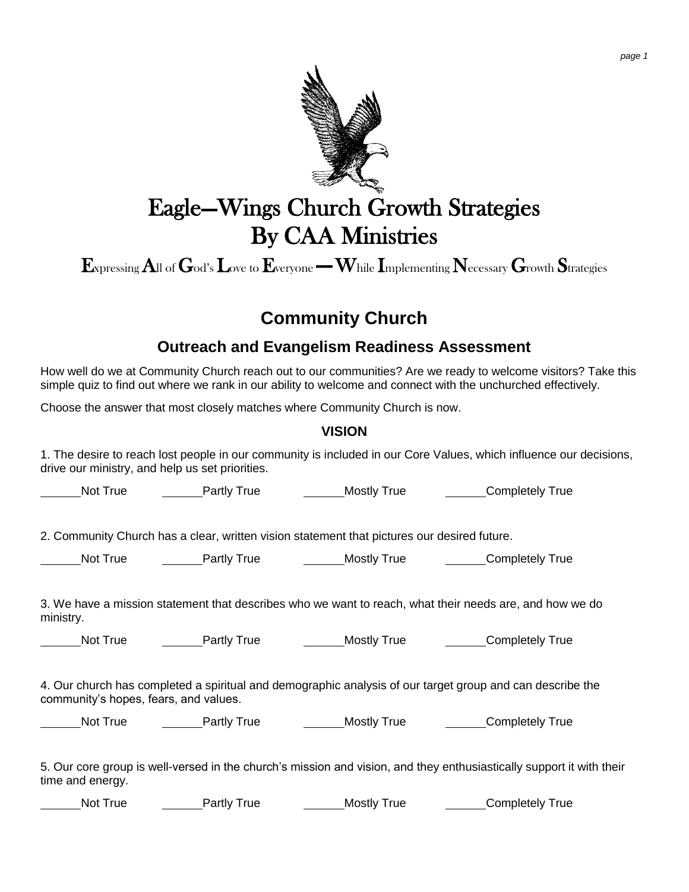# Eagle—Wings Church Growth Strategies
# By CAA Ministries

**E**xpressing **A**ll of **G**od's **L**ove to **E**veryone — **W**hile **I**mplementing **N**ecessary **G**rowth **S**trategies

## Community Church

### Outreach and Evangelism Readiness Assessment

How well do we at Community Church reach out to our communities? Are we ready to welcome visitors? Take this simple quiz to find out where we rank in our ability to welcome and connect with the unchurched effectively.

Choose the answer that most closely matches where Community Church is now.

#### VISION

1. The desire to reach lost people in our community is included in our Core Values, which influence our decisions, drive our ministry, and help us set priorities.

______Not True ______Partly True ______Mostly True ______Completely True

2. Community Church has a clear, written vision statement that pictures our desired future.

______Not True ______Partly True ______Mostly True ______Completely True

3. We have a mission statement that describes who we want to reach, what their needs are, and how we do ministry.

______Not True ______Partly True ______Mostly True ______Completely True

4. Our church has completed a spiritual and demographic analysis of our target group and can describe the community's hopes, fears, and values.

______Not True ______Partly True ______Mostly True ______Completely True

5. Our core group is well-versed in the church's mission and vision, and they enthusiastically support it with their time and energy.

______Not True ______Partly True ______Mostly True ______Completely True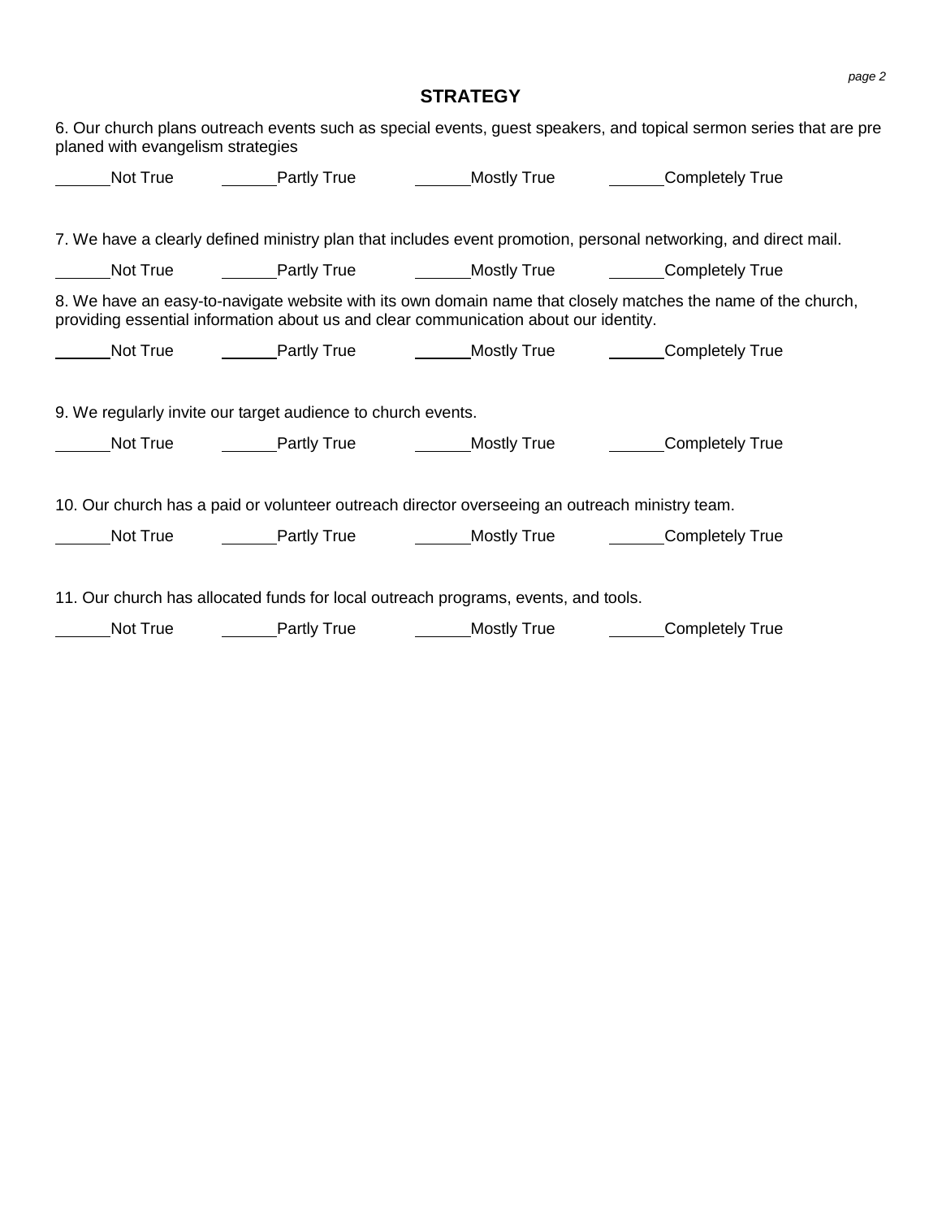## STRATEGY

6. Our church plans outreach events such as special events, guest speakers, and topical sermon series that are pre planed with evangelism strategies

\_\_\_\_\_\_Not True \_\_\_\_\_\_Partly True \_\_\_\_\_\_Mostly True \_\_\_\_\_\_Completely True

7. We have a clearly defined ministry plan that includes event promotion, personal networking, and direct mail.

\_\_\_\_\_\_Not True \_\_\_\_\_\_Partly True \_\_\_\_\_\_Mostly True \_\_\_\_\_\_Completely True

8. We have an easy-to-navigate website with its own domain name that closely matches the name of the church, providing essential information about us and clear communication about our identity.

\_\_\_\_\_\_Not True \_\_\_\_\_\_Partly True \_\_\_\_\_\_Mostly True \_\_\_\_\_\_Completely True

9. We regularly invite our target audience to church events.

\_\_\_\_\_\_Not True \_\_\_\_\_\_Partly True \_\_\_\_\_\_Mostly True \_\_\_\_\_\_Completely True

10. Our church has a paid or volunteer outreach director overseeing an outreach ministry team.

\_\_\_\_\_\_Not True \_\_\_\_\_\_Partly True \_\_\_\_\_\_Mostly True \_\_\_\_\_\_Completely True

11. Our church has allocated funds for local outreach programs, events, and tools.

\_\_\_\_\_\_Not True \_\_\_\_\_\_Partly True \_\_\_\_\_\_Mostly True \_\_\_\_\_\_Completely True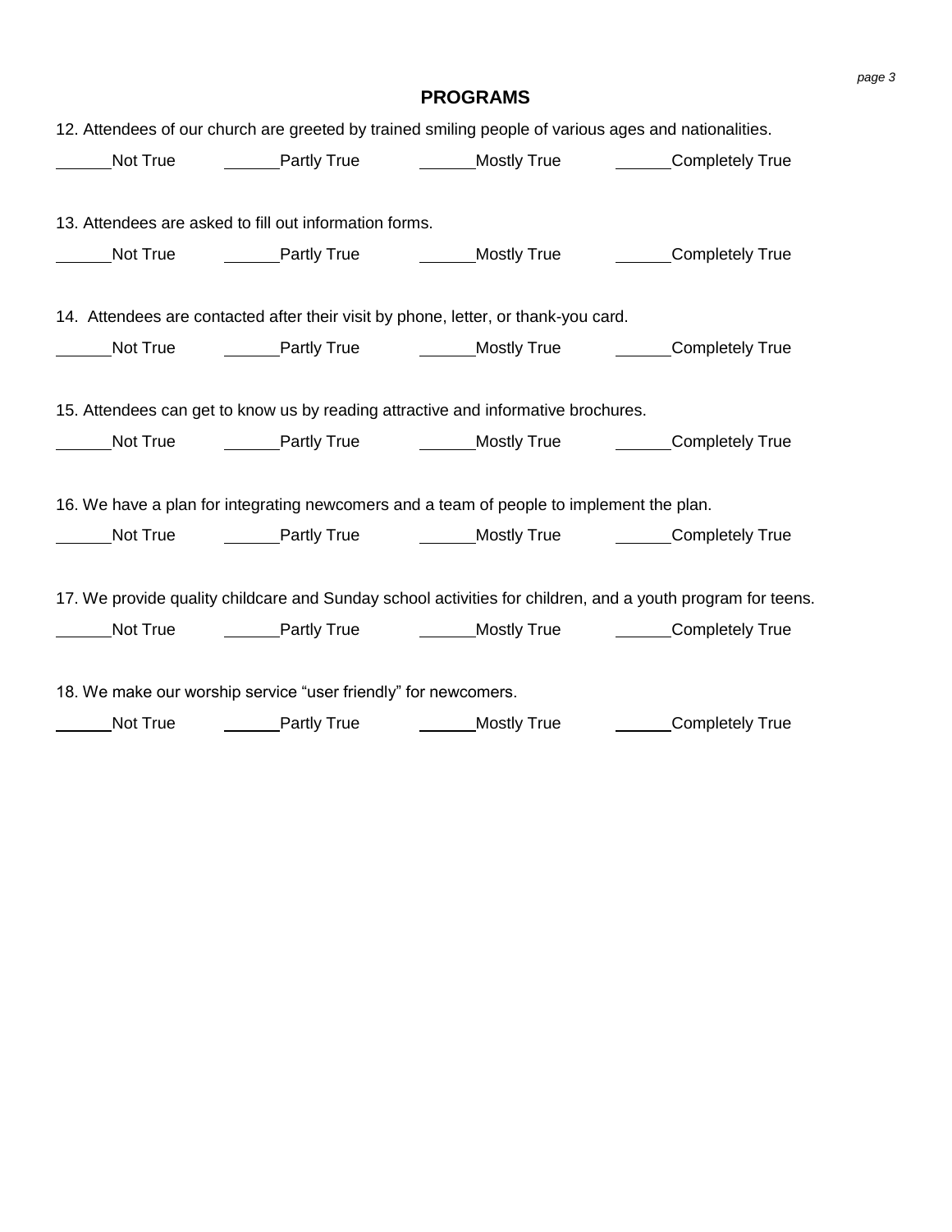## PROGRAMS

12. Attendees of our church are greeted by trained smiling people of various ages and nationalities.

______Not True ______Partly True ______Mostly True ______Completely True

13. Attendees are asked to fill out information forms.

______Not True ______Partly True ______Mostly True ______Completely True

14. Attendees are contacted after their visit by phone, letter, or thank-you card.

______Not True ______Partly True ______Mostly True ______Completely True

15. Attendees can get to know us by reading attractive and informative brochures.

______Not True ______Partly True ______Mostly True ______Completely True

16. We have a plan for integrating newcomers and a team of people to implement the plan.

______Not True ______Partly True ______Mostly True ______Completely True

17. We provide quality childcare and Sunday school activities for children, and a youth program for teens.

______Not True ______Partly True ______Mostly True ______Completely True

18. We make our worship service "user friendly" for newcomers.

______Not True ______Partly True ______Mostly True ______Completely True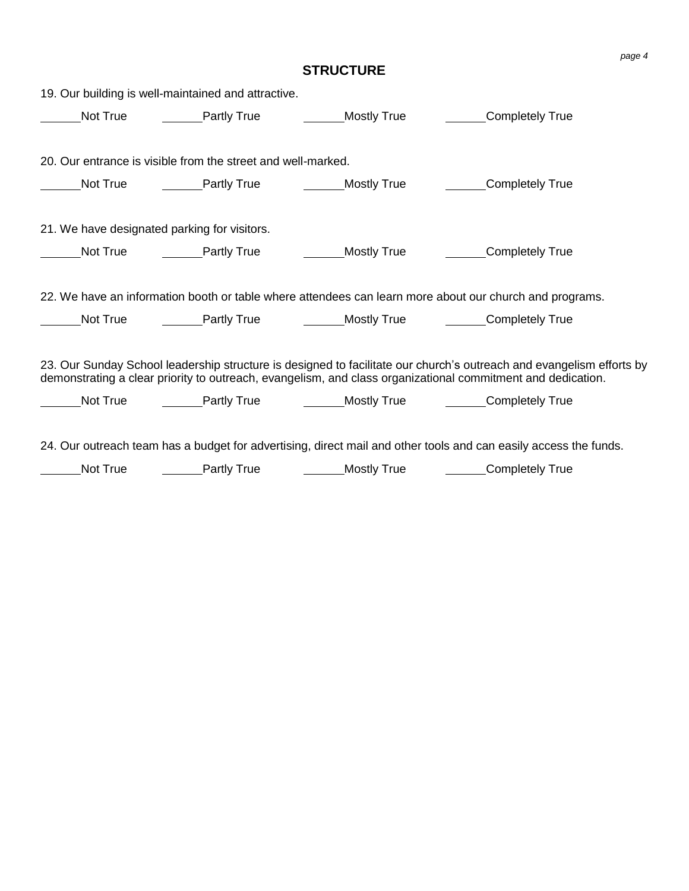## STRUCTURE

19. Our building is well-maintained and attractive.

______Not True ______Partly True ______Mostly True ______Completely True

20. Our entrance is visible from the street and well-marked.

______Not True ______Partly True ______Mostly True ______Completely True

21. We have designated parking for visitors.

______Not True ______Partly True ______Mostly True ______Completely True

22. We have an information booth or table where attendees can learn more about our church and programs.

______Not True ______Partly True ______Mostly True ______Completely True

23. Our Sunday School leadership structure is designed to facilitate our church's outreach and evangelism efforts by demonstrating a clear priority to outreach, evangelism, and class organizational commitment and dedication.

______Not True ______Partly True ______Mostly True ______Completely True

24. Our outreach team has a budget for advertising, direct mail and other tools and can easily access the funds.

______Not True ______Partly True ______Mostly True ______Completely True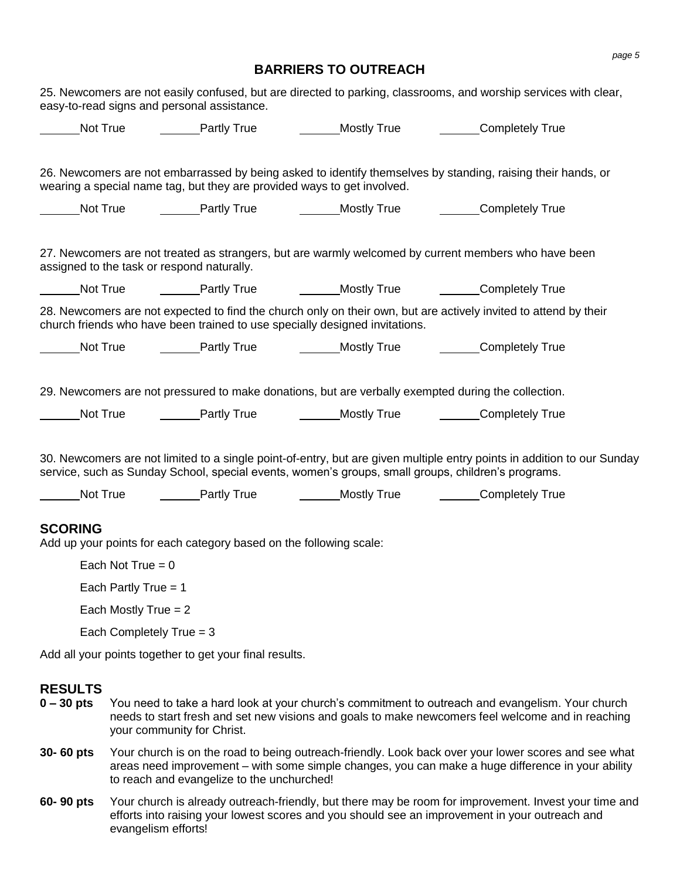## BARRIERS TO OUTREACH

25. Newcomers are not easily confused, but are directed to parking, classrooms, and worship services with clear, easy-to-read signs and personal assistance.

______Not True ______Partly True ______Mostly True ______Completely True

26. Newcomers are not embarrassed by being asked to identify themselves by standing, raising their hands, or wearing a special name tag, but they are provided ways to get involved.

______Not True ______Partly True ______Mostly True ______Completely True

27. Newcomers are not treated as strangers, but are warmly welcomed by current members who have been assigned to the task or respond naturally.

______Not True ______Partly True ______Mostly True ______Completely True

28. Newcomers are not expected to find the church only on their own, but are actively invited to attend by their church friends who have been trained to use specially designed invitations.

______Not True ______Partly True ______Mostly True ______Completely True

29. Newcomers are not pressured to make donations, but are verbally exempted during the collection.

______Not True ______Partly True ______Mostly True ______Completely True

30. Newcomers are not limited to a single point-of-entry, but are given multiple entry points in addition to our Sunday service, such as Sunday School, special events, women's groups, small groups, children's programs.

______Not True ______Partly True ______Mostly True ______Completely True

### SCORING

Add up your points for each category based on the following scale:

Each Not True = 0

Each Partly True = 1

Each Mostly True = 2

Each Completely True = 3

Add all your points together to get your final results.

### RESULTS

**0 – 30 pts** You need to take a hard look at your church's commitment to outreach and evangelism. Your church needs to start fresh and set new visions and goals to make newcomers feel welcome and in reaching your community for Christ.

**30- 60 pts** Your church is on the road to being outreach-friendly. Look back over your lower scores and see what areas need improvement – with some simple changes, you can make a huge difference in your ability to reach and evangelize to the unchurched!

**60- 90 pts** Your church is already outreach-friendly, but there may be room for improvement. Invest your time and efforts into raising your lowest scores and you should see an improvement in your outreach and evangelism efforts!